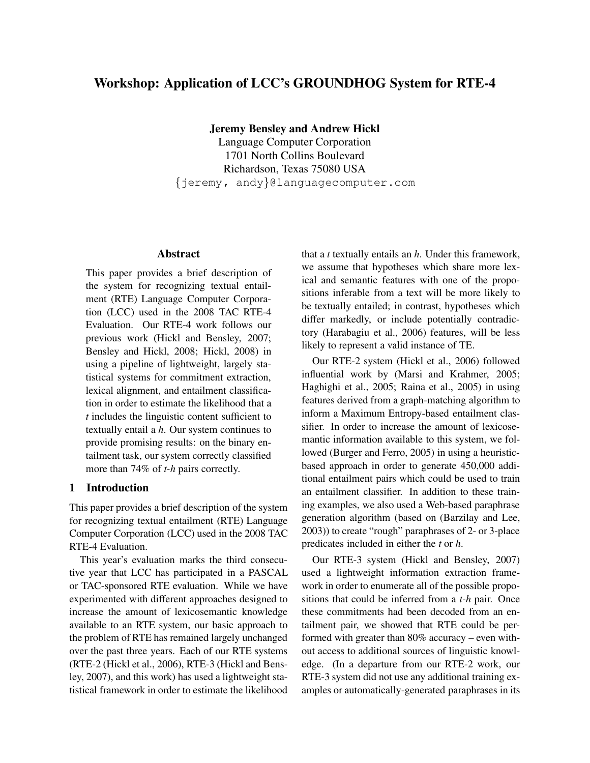# Workshop: Application of LCC's GROUNDHOG System for RTE-4

**Jeremy Bensley and Andrew Hickl**
Language Computer Corporation
1701 North Collins Boulevard
Richardson, Texas 75080 USA
{jeremy, andy}@languagecomputer.com

## Abstract

This paper provides a brief description of the system for recognizing textual entailment (RTE) Language Computer Corporation (LCC) used in the 2008 TAC RTE-4 Evaluation. Our RTE-4 work follows our previous work (Hickl and Bensley, 2007; Bensley and Hickl, 2008; Hickl, 2008) in using a pipeline of lightweight, largely statistical systems for commitment extraction, lexical alignment, and entailment classification in order to estimate the likelihood that a *t* includes the linguistic content sufficient to textually entail a *h*. Our system continues to provide promising results: on the binary entailment task, our system correctly classified more than 74% of *t*-*h* pairs correctly.

## 1 Introduction

This paper provides a brief description of the system for recognizing textual entailment (RTE) Language Computer Corporation (LCC) used in the 2008 TAC RTE-4 Evaluation.

This year's evaluation marks the third consecutive year that LCC has participated in a PASCAL or TAC-sponsored RTE evaluation. While we have experimented with different approaches designed to increase the amount of lexicosemantic knowledge available to an RTE system, our basic approach to the problem of RTE has remained largely unchanged over the past three years. Each of our RTE systems (RTE-2 (Hickl et al., 2006), RTE-3 (Hickl and Bensley, 2007), and this work) has used a lightweight statistical framework in order to estimate the likelihood that a *t* textually entails an *h*. Under this framework, we assume that hypotheses which share more lexical and semantic features with one of the propositions inferable from a text will be more likely to be textually entailed; in contrast, hypotheses which differ markedly, or include potentially contradictory (Harabagiu et al., 2006) features, will be less likely to represent a valid instance of TE.

Our RTE-2 system (Hickl et al., 2006) followed influential work by (Marsi and Krahmer, 2005; Haghighi et al., 2005; Raina et al., 2005) in using features derived from a graph-matching algorithm to inform a Maximum Entropy-based entailment classifier. In order to increase the amount of lexicosemantic information available to this system, we followed (Burger and Ferro, 2005) in using a heuristic-based approach in order to generate 450,000 additional entailment pairs which could be used to train an entailment classifier. In addition to these training examples, we also used a Web-based paraphrase generation algorithm (based on (Barzilay and Lee, 2003)) to create "rough" paraphrases of 2- or 3-place predicates included in either the *t* or *h*.

Our RTE-3 system (Hickl and Bensley, 2007) used a lightweight information extraction framework in order to enumerate all of the possible propositions that could be inferred from a *t*-*h* pair. Once these commitments had been decoded from an entailment pair, we showed that RTE could be performed with greater than 80% accuracy – even without access to additional sources of linguistic knowledge. (In a departure from our RTE-2 work, our RTE-3 system did not use any additional training examples or automatically-generated paraphrases in its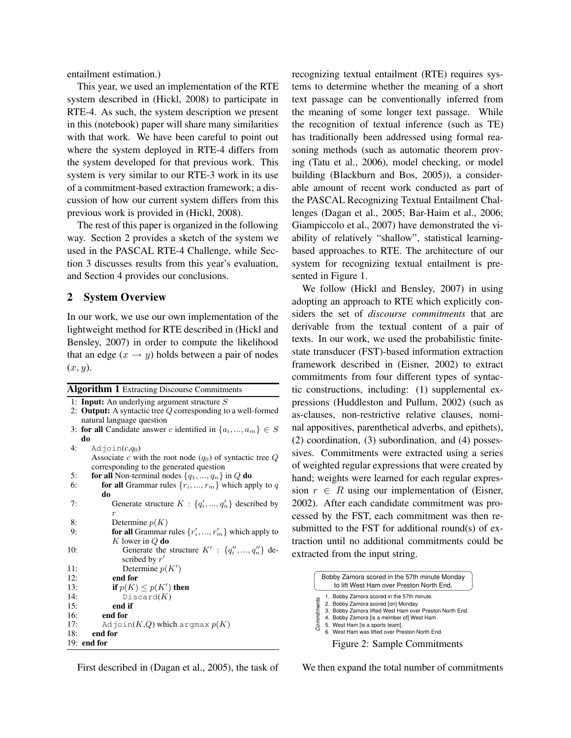entailment estimation.)

This year, we used an implementation of the RTE system described in (Hickl, 2008) to participate in RTE-4. As such, the system description we present in this (notebook) paper will share many similarities with that work. We have been careful to point out where the system deployed in RTE-4 differs from the system developed for that previous work. This system is very similar to our RTE-3 work in its use of a commitment-based extraction framework; a discussion of how our current system differs from this previous work is provided in (Hickl, 2008).

The rest of this paper is organized in the following way. Section 2 provides a sketch of the system we used in the PASCAL RTE-4 Challenge, while Section 3 discusses results from this year's evaluation, and Section 4 provides our conclusions.

## 2 System Overview

In our work, we use our own implementation of the lightweight method for RTE described in (Hickl and Bensley, 2007) in order to compute the likelihood that an edge $(x \rightarrow y)$ holds between a pair of nodes $(x, y)$.

**Algorithm 1** Extracting Discourse Commitments

```
1: Input: An underlying argument structure S
2: Output: A syntactic tree Q corresponding to a well-formed
   natural language question
3: for all Candidate answer c identified in {a_i, ..., a_m} ∈ S do
4:    Adjoin(c,q_0)
      Associate c with the root node (q_0) of syntactic tree Q
      corresponding to the generated question
5:    for all Non-terminal nodes {q_1, ..., q_n} in Q do
6:       for all Grammar rules {r_i, ..., r_m} which apply to q do
7:          Generate structure K : {q'_i, ..., q'_n} described by r
8:          Determine p(K)
9:          for all Grammar rules {r'_i, ..., r'_m} which apply to
            K lower in Q do
10:            Generate the structure K' : {q''_i, ..., q''_n} described by r'
11:            Determine p(K')
12:         end for
13:         if p(K) ≤ p(K') then
14:            Discard(K)
15:         end if
16:      end for
17:      Adjoin(K,Q) which argmax p(K)
18:   end for
19: end for
```

First described in (Dagan et al., 2005), the task of recognizing textual entailment (RTE) requires systems to determine whether the meaning of a short text passage can be conventionally inferred from the meaning of some longer text passage. While the recognition of textual inference (such as TE) has traditionally been addressed using formal reasoning methods (such as automatic theorem proving (Tatu et al., 2006), model checking, or model building (Blackburn and Bos, 2005)), a considerable amount of recent work conducted as part of the PASCAL Recognizing Textual Entailment Challenges (Dagan et al., 2005; Bar-Haim et al., 2006; Giampiccolo et al., 2007) have demonstrated the viability of relatively "shallow", statistical learning-based approaches to RTE. The architecture of our system for recognizing textual entailment is presented in Figure 1.

We follow (Hickl and Bensley, 2007) in using adopting an approach to RTE which explicitly considers the set of *discourse commitments* that are derivable from the textual content of a pair of texts. In our work, we used the probabilistic finite-state transducer (FST)-based information extraction framework described in (Eisner, 2002) to extract commitments from four different types of syntactic constructions, including: (1) supplemental expressions (Huddleston and Pullum, 2002) (such as as-clauses, non-restrictive relative clauses, nominal appositives, parenthetical adverbs, and epithets), (2) coordination, (3) subordination, and (4) possessives. Commitments were extracted using a series of weighted regular expressions that were created by hand; weights were learned for each regular expression $r \in R$ using our implementation of (Eisner, 2002). After each candidate commitment was processed by the FST, each commitment was then resubmitted to the FST for additional round(s) of extraction until no additional commitments could be extracted from the input string.

Bobby Zamora scored in the 57th minute Monday to lift West Ham over Preston North End.

*Commitments*
1. Bobby Zamora scored in the 57th minute.
2. Bobby Zamora scored [on] Monday.
3. Bobby Zamora lifted West Ham over Preston North End.
4. Bobby Zamora [is a member of] West Ham.
5. West Ham [is a sports team].
6. West Ham was lifted over Preston North End.

Figure 2: Sample Commitments

We then expand the total number of commitments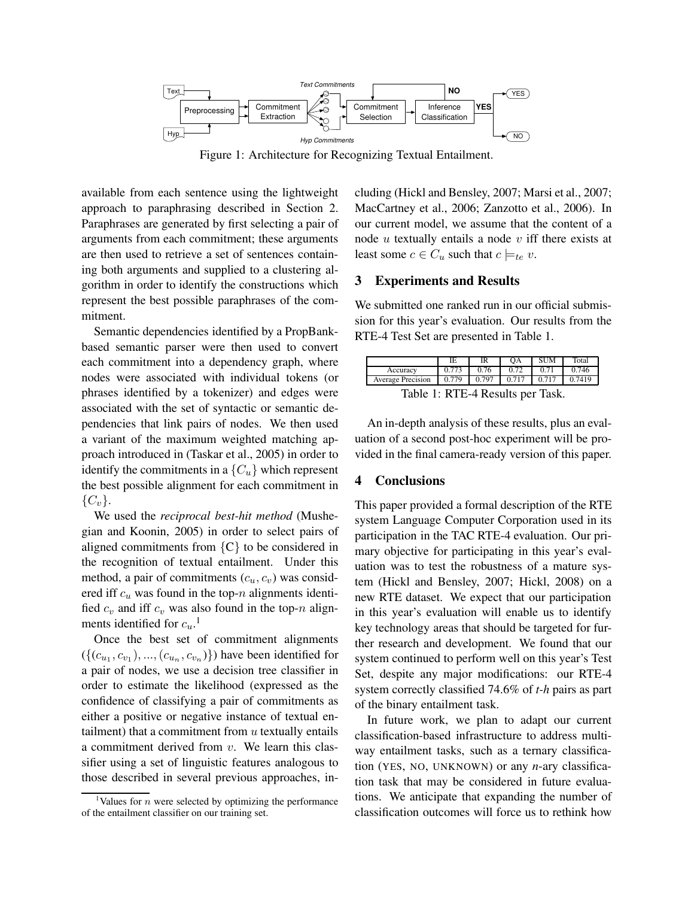Figure 1: Architecture for Recognizing Textual Entailment.

available from each sentence using the lightweight approach to paraphrasing described in Section 2. Paraphrases are generated by first selecting a pair of arguments from each commitment; these arguments are then used to retrieve a set of sentences containing both arguments and supplied to a clustering algorithm in order to identify the constructions which represent the best possible paraphrases of the commitment.

Semantic dependencies identified by a PropBank-based semantic parser were then used to convert each commitment into a dependency graph, where nodes were associated with individual tokens (or phrases identified by a tokenizer) and edges were associated with the set of syntactic or semantic dependencies that link pairs of nodes. We then used a variant of the maximum weighted matching approach introduced in (Taskar et al., 2005) in order to identify the commitments in a $\{C_u\}$ which represent the best possible alignment for each commitment in $\{C_v\}$.

We used the *reciprocal best-hit method* (Mushegian and Koonin, 2005) in order to select pairs of aligned commitments from {C} to be considered in the recognition of textual entailment. Under this method, a pair of commitments $(c_u, c_v)$ was considered iff $c_u$ was found in the top-$n$ alignments identified $c_v$ and iff $c_v$ was also found in the top-$n$ alignments identified for $c_u$.[1]

Once the best set of commitment alignments $(\{(c_{u_1}, c_{v_1}), ..., (c_{u_n}, c_{v_n})\})$ have been identified for a pair of nodes, we use a decision tree classifier in order to estimate the likelihood (expressed as the confidence of classifying a pair of commitments as either a positive or negative instance of textual entailment) that a commitment from $u$ textually entails a commitment derived from $v$. We learn this classifier using a set of linguistic features analogous to those described in several previous approaches, including (Hickl and Bensley, 2007; Marsi et al., 2007; MacCartney et al., 2006; Zanzotto et al., 2006). In our current model, we assume that the content of a node $u$ textually entails a node $v$ iff there exists at least some $c \in C_u$ such that $c \models_{te} v$.

[1] Values for $n$ were selected by optimizing the performance of the entailment classifier on our training set.

## 3 Experiments and Results

We submitted one ranked run in our official submission for this year's evaluation. Our results from the RTE-4 Test Set are presented in Table 1.

| | IE | IR | QA | SUM | Total |
|---|---|---|---|---|---|
| Accuracy | 0.773 | 0.76 | 0.72 | 0.71 | 0.746 |
| Average Precision | 0.779 | 0.797 | 0.717 | 0.717 | 0.7419 |

Table 1: RTE-4 Results per Task.

An in-depth analysis of these results, plus an evaluation of a second post-hoc experiment will be provided in the final camera-ready version of this paper.

## 4 Conclusions

This paper provided a formal description of the RTE system Language Computer Corporation used in its participation in the TAC RTE-4 evaluation. Our primary objective for participating in this year's evaluation was to test the robustness of a mature system (Hickl and Bensley, 2007; Hickl, 2008) on a new RTE dataset. We expect that our participation in this year's evaluation will enable us to identify key technology areas that should be targeted for further research and development. We found that our system continued to perform well on this year's Test Set, despite any major modifications: our RTE-4 system correctly classified 74.6% of *t-h* pairs as part of the binary entailment task.

In future work, we plan to adapt our current classification-based infrastructure to address multi-way entailment tasks, such as a ternary classification (YES, NO, UNKNOWN) or any *n*-ary classification task that may be considered in future evaluations. We anticipate that expanding the number of classification outcomes will force us to rethink how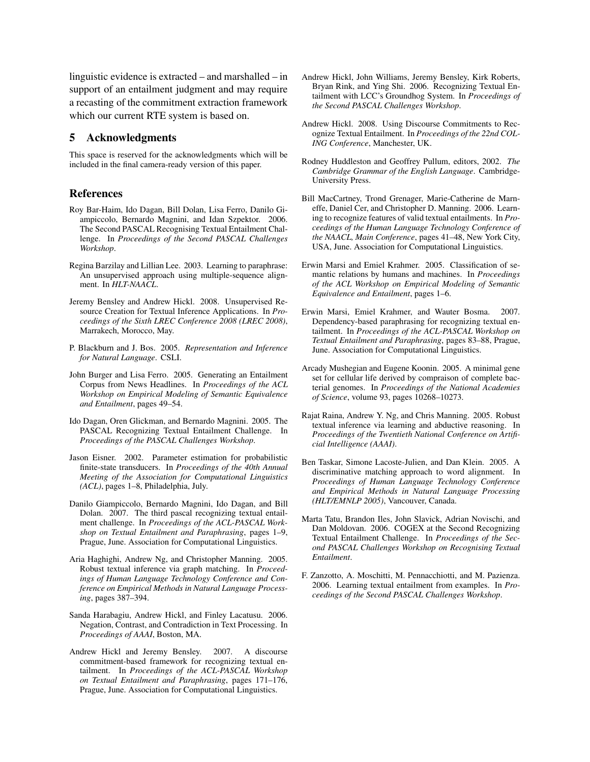linguistic evidence is extracted – and marshalled – in support of an entailment judgment and may require a recasting of the commitment extraction framework which our current RTE system is based on.

## 5 Acknowledgments

This space is reserved for the acknowledgments which will be included in the final camera-ready version of this paper.

## References

Roy Bar-Haim, Ido Dagan, Bill Dolan, Lisa Ferro, Danilo Giampiccolo, Bernardo Magnini, and Idan Szpektor. 2006. The Second PASCAL Recognising Textual Entailment Challenge. In *Proceedings of the Second PASCAL Challenges Workshop*.

Regina Barzilay and Lillian Lee. 2003. Learning to paraphrase: An unsupervised approach using multiple-sequence alignment. In *HLT-NAACL*.

Jeremy Bensley and Andrew Hickl. 2008. Unsupervised Resource Creation for Textual Inference Applications. In *Proceedings of the Sixth LREC Conference 2008 (LREC 2008)*, Marrakech, Morocco, May.

P. Blackburn and J. Bos. 2005. *Representation and Inference for Natural Language*. CSLI.

John Burger and Lisa Ferro. 2005. Generating an Entailment Corpus from News Headlines. In *Proceedings of the ACL Workshop on Empirical Modeling of Semantic Equivalence and Entailment*, pages 49–54.

Ido Dagan, Oren Glickman, and Bernardo Magnini. 2005. The PASCAL Recognizing Textual Entailment Challenge. In *Proceedings of the PASCAL Challenges Workshop*.

Jason Eisner. 2002. Parameter estimation for probabilistic finite-state transducers. In *Proceedings of the 40th Annual Meeting of the Association for Computational Linguistics (ACL)*, pages 1–8, Philadelphia, July.

Danilo Giampiccolo, Bernardo Magnini, Ido Dagan, and Bill Dolan. 2007. The third pascal recognizing textual entailment challenge. In *Proceedings of the ACL-PASCAL Workshop on Textual Entailment and Paraphrasing*, pages 1–9, Prague, June. Association for Computational Linguistics.

Aria Haghighi, Andrew Ng, and Christopher Manning. 2005. Robust textual inference via graph matching. In *Proceedings of Human Language Technology Conference and Conference on Empirical Methods in Natural Language Processing*, pages 387–394.

Sanda Harabagiu, Andrew Hickl, and Finley Lacatusu. 2006. Negation, Contrast, and Contradiction in Text Processing. In *Proceedings of AAAI*, Boston, MA.

Andrew Hickl and Jeremy Bensley. 2007. A discourse commitment-based framework for recognizing textual entailment. In *Proceedings of the ACL-PASCAL Workshop on Textual Entailment and Paraphrasing*, pages 171–176, Prague, June. Association for Computational Linguistics.

Andrew Hickl, John Williams, Jeremy Bensley, Kirk Roberts, Bryan Rink, and Ying Shi. 2006. Recognizing Textual Entailment with LCC's Groundhog System. In *Proceedings of the Second PASCAL Challenges Workshop*.

Andrew Hickl. 2008. Using Discourse Commitments to Recognize Textual Entailment. In *Proceedings of the 22nd COLING Conference*, Manchester, UK.

Rodney Huddleston and Geoffrey Pullum, editors, 2002. *The Cambridge Grammar of the English Language*. Cambridge-University Press.

Bill MacCartney, Trond Grenager, Marie-Catherine de Marneffe, Daniel Cer, and Christopher D. Manning. 2006. Learning to recognize features of valid textual entailments. In *Proceedings of the Human Language Technology Conference of the NAACL, Main Conference*, pages 41–48, New York City, USA, June. Association for Computational Linguistics.

Erwin Marsi and Emiel Krahmer. 2005. Classification of semantic relations by humans and machines. In *Proceedings of the ACL Workshop on Empirical Modeling of Semantic Equivalence and Entailment*, pages 1–6.

Erwin Marsi, Emiel Krahmer, and Wauter Bosma. 2007. Dependency-based paraphrasing for recognizing textual entailment. In *Proceedings of the ACL-PASCAL Workshop on Textual Entailment and Paraphrasing*, pages 83–88, Prague, June. Association for Computational Linguistics.

Arcady Mushegian and Eugene Koonin. 2005. A minimal gene set for cellular life derived by compraison of complete bacterial genomes. In *Proceedings of the National Academies of Science*, volume 93, pages 10268–10273.

Rajat Raina, Andrew Y. Ng, and Chris Manning. 2005. Robust textual inference via learning and abductive reasoning. In *Proceedings of the Twentieth National Conference on Artificial Intelligence (AAAI)*.

Ben Taskar, Simone Lacoste-Julien, and Dan Klein. 2005. A discriminative matching approach to word alignment. In *Proceedings of Human Language Technology Conference and Empirical Methods in Natural Language Processing (HLT/EMNLP 2005)*, Vancouver, Canada.

Marta Tatu, Brandon Iles, John Slavick, Adrian Novischi, and Dan Moldovan. 2006. COGEX at the Second Recognizing Textual Entailment Challenge. In *Proceedings of the Second PASCAL Challenges Workshop on Recognising Textual Entailment*.

F. Zanzotto, A. Moschitti, M. Pennacchiotti, and M. Pazienza. 2006. Learning textual entailment from examples. In *Proceedings of the Second PASCAL Challenges Workshop*.